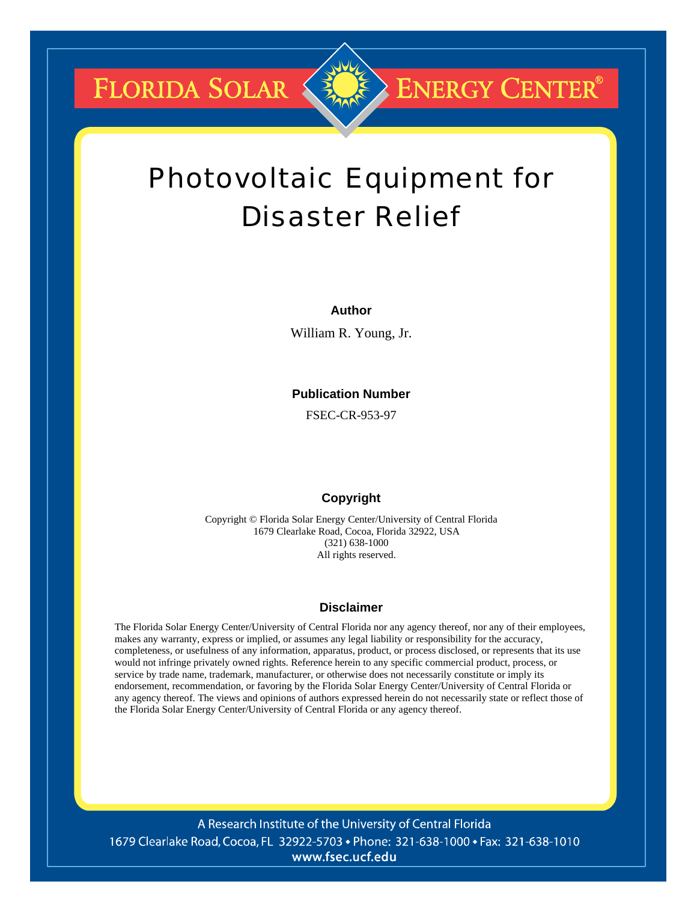FLORIDA SOLAR ENERGY CENTER®

# Photovoltaic Equipment for Disaster Relief

**Author**

William R. Young, Jr.

**Publication Number**

FSEC-CR-953-97

**Copyright**

Copyright © Florida Solar Energy Center/University of Central Florida
1679 Clearlake Road, Cocoa, Florida 32922, USA
(321) 638-1000
All rights reserved.

**Disclaimer**

The Florida Solar Energy Center/University of Central Florida nor any agency thereof, nor any of their employees, makes any warranty, express or implied, or assumes any legal liability or responsibility for the accuracy, completeness, or usefulness of any information, apparatus, product, or process disclosed, or represents that its use would not infringe privately owned rights. Reference herein to any specific commercial product, process, or service by trade name, trademark, manufacturer, or otherwise does not necessarily constitute or imply its endorsement, recommendation, or favoring by the Florida Solar Energy Center/University of Central Florida or any agency thereof. The views and opinions of authors expressed herein do not necessarily state or reflect those of the Florida Solar Energy Center/University of Central Florida or any agency thereof.

A Research Institute of the University of Central Florida
1679 Clearlake Road, Cocoa, FL 32922-5703 • Phone: 321-638-1000 • Fax: 321-638-1010
www.fsec.ucf.edu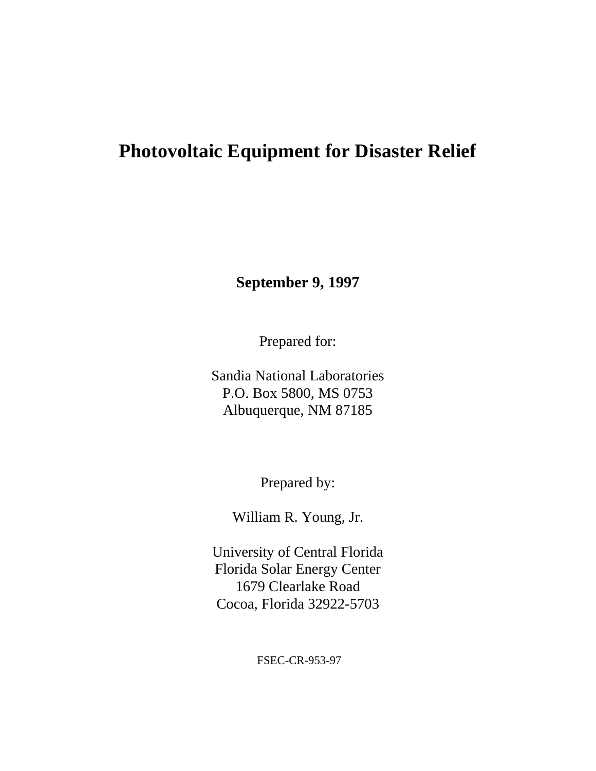# Photovoltaic Equipment for Disaster Relief

**September 9, 1997**

Prepared for:

Sandia National Laboratories
P.O. Box 5800, MS 0753
Albuquerque, NM 87185

Prepared by:

William R. Young, Jr.

University of Central Florida
Florida Solar Energy Center
1679 Clearlake Road
Cocoa, Florida 32922-5703

FSEC-CR-953-97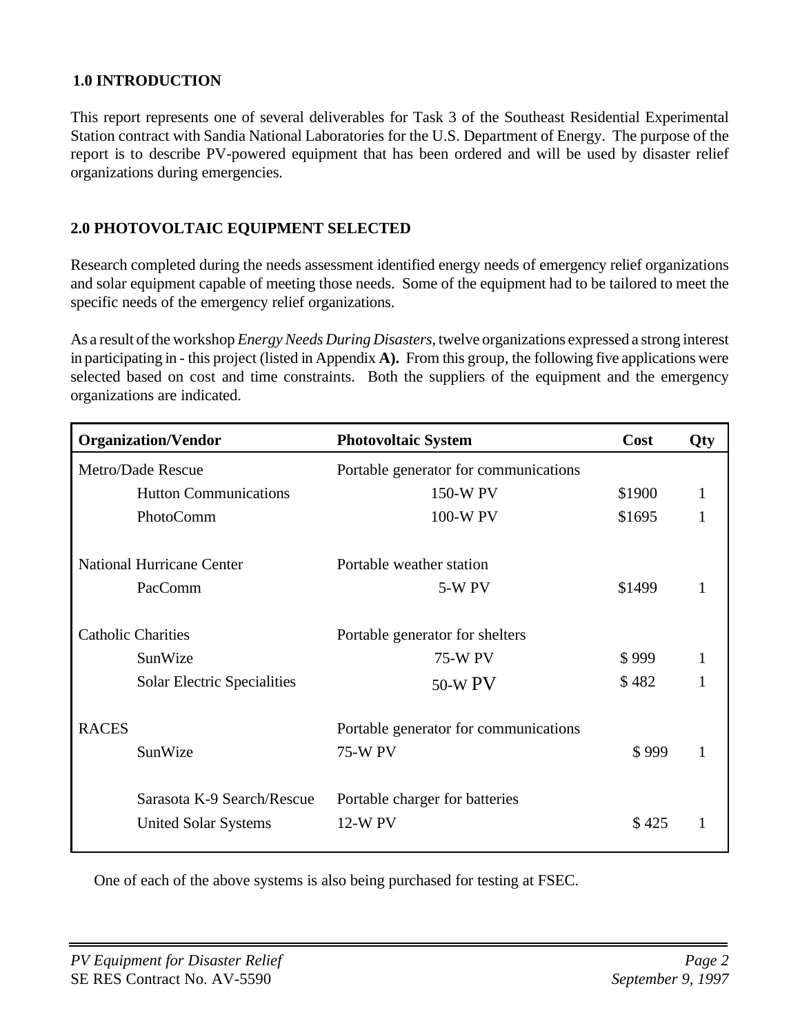## 1.0 INTRODUCTION

This report represents one of several deliverables for Task 3 of the Southeast Residential Experimental Station contract with Sandia National Laboratories for the U.S. Department of Energy. The purpose of the report is to describe PV-powered equipment that has been ordered and will be used by disaster relief organizations during emergencies.

## 2.0 PHOTOVOLTAIC EQUIPMENT SELECTED

Research completed during the needs assessment identified energy needs of emergency relief organizations and solar equipment capable of meeting those needs. Some of the equipment had to be tailored to meet the specific needs of the emergency relief organizations.

As a result of the workshop *Energy Needs During Disasters,* twelve organizations expressed a strong interest in participating in - this project (listed in Appendix **A).** From this group, the following five applications were selected based on cost and time constraints. Both the suppliers of the equipment and the emergency organizations are indicated.

| Organization/Vendor | Photovoltaic System | Cost | Qty |
|---|---|---|---|
| Metro/Dade Rescue | Portable generator for communications | | |
| Hutton Communications | 150-W PV | $1900 | 1 |
| PhotoComm | 100-W PV | $1695 | 1 |
| National Hurricane Center | Portable weather station | | |
| PacComm | 5-W PV | $1499 | 1 |
| Catholic Charities | Portable generator for shelters | | |
| SunWize | 75-W PV | $ 999 | 1 |
| Solar Electric Specialities | 50-W PV | $ 482 | 1 |
| RACES | Portable generator for communications | | |
| SunWize | 75-W PV | $ 999 | 1 |
| Sarasota K-9 Search/Rescue | Portable charger for batteries | | |
| United Solar Systems | 12-W PV | $ 425 | 1 |

One of each of the above systems is also being purchased for testing at FSEC.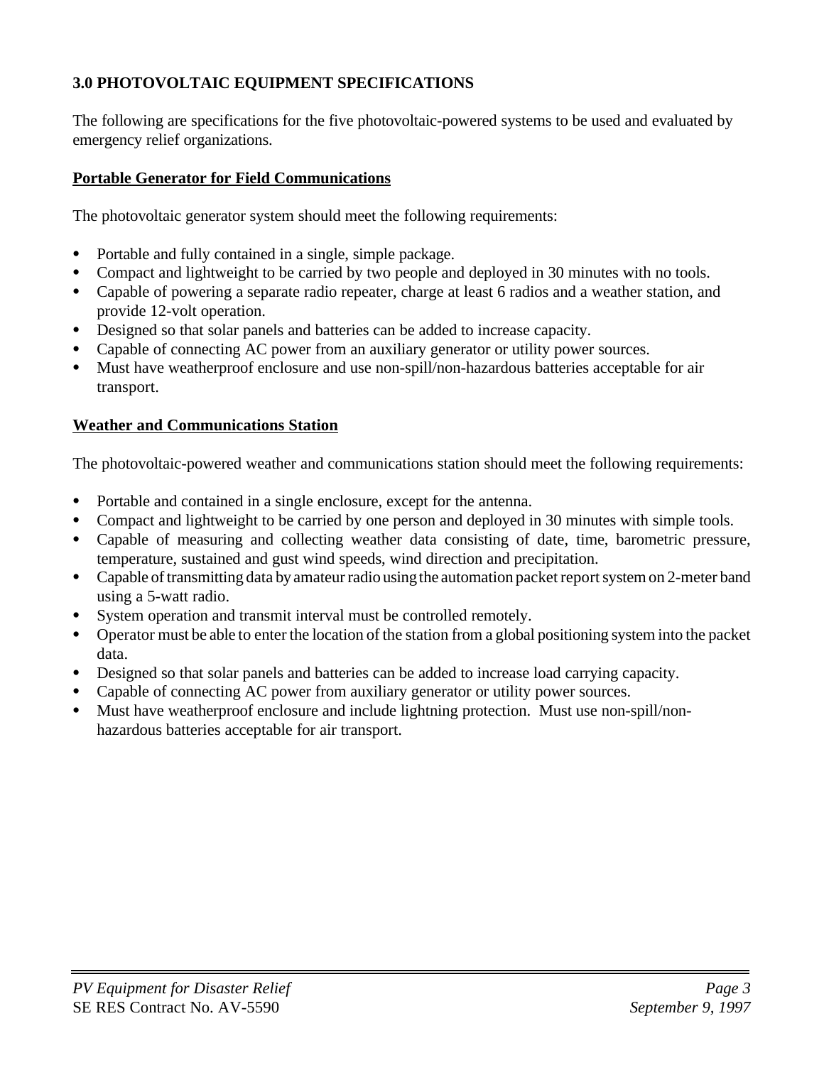## 3.0 PHOTOVOLTAIC EQUIPMENT SPECIFICATIONS

The following are specifications for the five photovoltaic-powered systems to be used and evaluated by emergency relief organizations.

### Portable Generator for Field Communications

The photovoltaic generator system should meet the following requirements:

- Portable and fully contained in a single, simple package.
- Compact and lightweight to be carried by two people and deployed in 30 minutes with no tools.
- Capable of powering a separate radio repeater, charge at least 6 radios and a weather station, and provide 12-volt operation.
- Designed so that solar panels and batteries can be added to increase capacity.
- Capable of connecting AC power from an auxiliary generator or utility power sources.
- Must have weatherproof enclosure and use non-spill/non-hazardous batteries acceptable for air transport.

### Weather and Communications Station

The photovoltaic-powered weather and communications station should meet the following requirements:

- Portable and contained in a single enclosure, except for the antenna.
- Compact and lightweight to be carried by one person and deployed in 30 minutes with simple tools.
- Capable of measuring and collecting weather data consisting of date, time, barometric pressure, temperature, sustained and gust wind speeds, wind direction and precipitation.
- Capable of transmitting data by amateur radio using the automation packet report system on 2-meter band using a 5-watt radio.
- System operation and transmit interval must be controlled remotely.
- Operator must be able to enter the location of the station from a global positioning system into the packet data.
- Designed so that solar panels and batteries can be added to increase load carrying capacity.
- Capable of connecting AC power from auxiliary generator or utility power sources.
- Must have weatherproof enclosure and include lightning protection. Must use non-spill/non-hazardous batteries acceptable for air transport.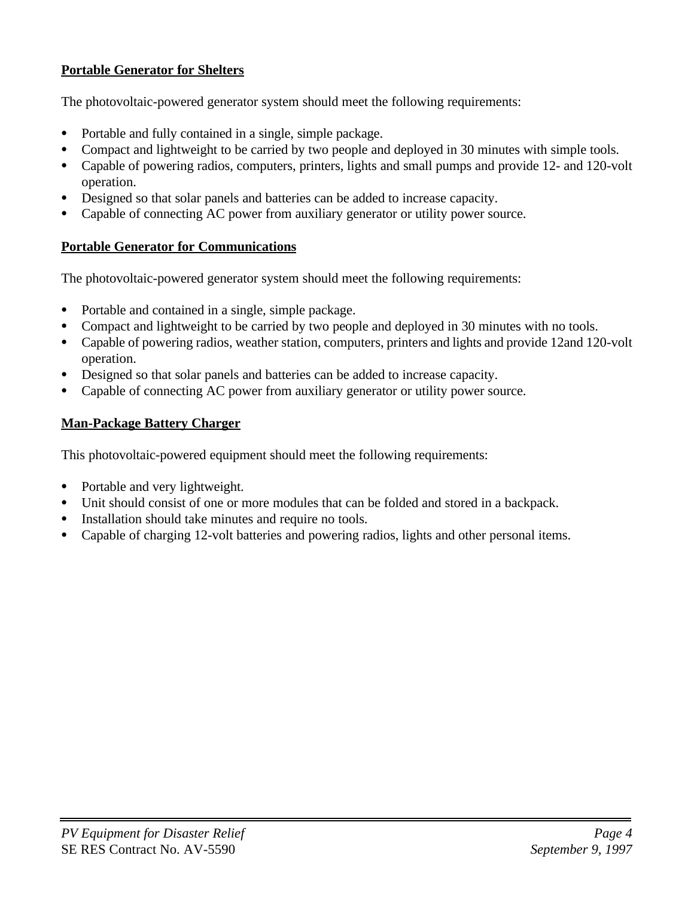**Portable Generator for Shelters**

The photovoltaic-powered generator system should meet the following requirements:

- Portable and fully contained in a single, simple package.
- Compact and lightweight to be carried by two people and deployed in 30 minutes with simple tools.
- Capable of powering radios, computers, printers, lights and small pumps and provide 12- and 120-volt operation.
- Designed so that solar panels and batteries can be added to increase capacity.
- Capable of connecting AC power from auxiliary generator or utility power source.

**Portable Generator for Communications**

The photovoltaic-powered generator system should meet the following requirements:

- Portable and contained in a single, simple package.
- Compact and lightweight to be carried by two people and deployed in 30 minutes with no tools.
- Capable of powering radios, weather station, computers, printers and lights and provide 12and 120-volt operation.
- Designed so that solar panels and batteries can be added to increase capacity.
- Capable of connecting AC power from auxiliary generator or utility power source.

**Man-Package Battery Charger**

This photovoltaic-powered equipment should meet the following requirements:

- Portable and very lightweight.
- Unit should consist of one or more modules that can be folded and stored in a backpack.
- Installation should take minutes and require no tools.
- Capable of charging 12-volt batteries and powering radios, lights and other personal items.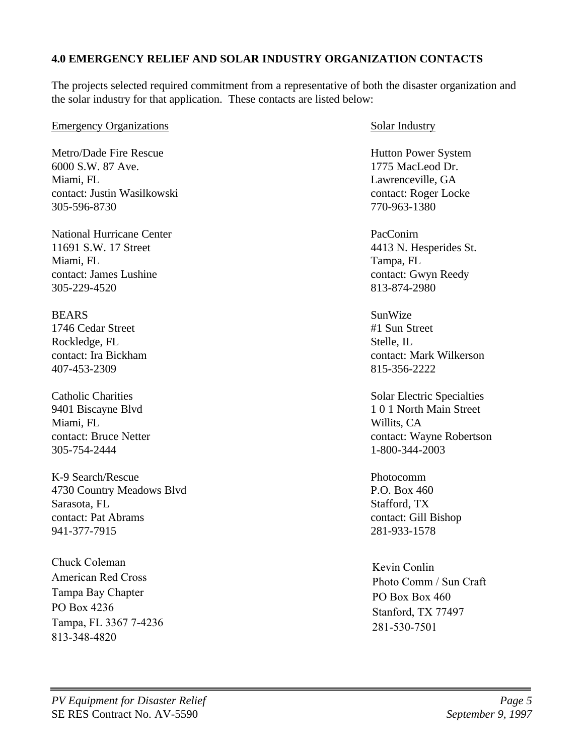## 4.0 EMERGENCY RELIEF AND SOLAR INDUSTRY ORGANIZATION CONTACTS

The projects selected required commitment from a representative of both the disaster organization and the solar industry for that application. These contacts are listed below:

<u>Emergency Organizations</u>

Metro/Dade Fire Rescue
6000 S.W. 87 Ave.
Miami, FL
contact: Justin Wasilkowski
305-596-8730

National Hurricane Center
11691 S.W. 17 Street
Miami, FL
contact: James Lushine
305-229-4520

BEARS
1746 Cedar Street
Rockledge, FL
contact: Ira Bickham
407-453-2309

Catholic Charities
9401 Biscayne Blvd
Miami, FL
contact: Bruce Netter
305-754-2444

K-9 Search/Rescue
4730 Country Meadows Blvd
Sarasota, FL
contact: Pat Abrams
941-377-7915

Chuck Coleman
American Red Cross
Tampa Bay Chapter
PO Box 4236
Tampa, FL 3367 7-4236
813-348-4820

<u>Solar Industry</u>

Hutton Power System
1775 MacLeod Dr.
Lawrenceville, GA
contact: Roger Locke
770-963-1380

PacConirn
4413 N. Hesperides St.
Tampa, FL
contact: Gwyn Reedy
813-874-2980

SunWize
#1 Sun Street
Stelle, IL
contact: Mark Wilkerson
815-356-2222

Solar Electric Specialties
1 0 1 North Main Street
Willits, CA
contact: Wayne Robertson
1-800-344-2003

Photocomm
P.O. Box 460
Stafford, TX
contact: Gill Bishop
281-933-1578

Kevin Conlin
Photo Comm / Sun Craft
PO Box Box 460
Stanford, TX 77497
281-530-7501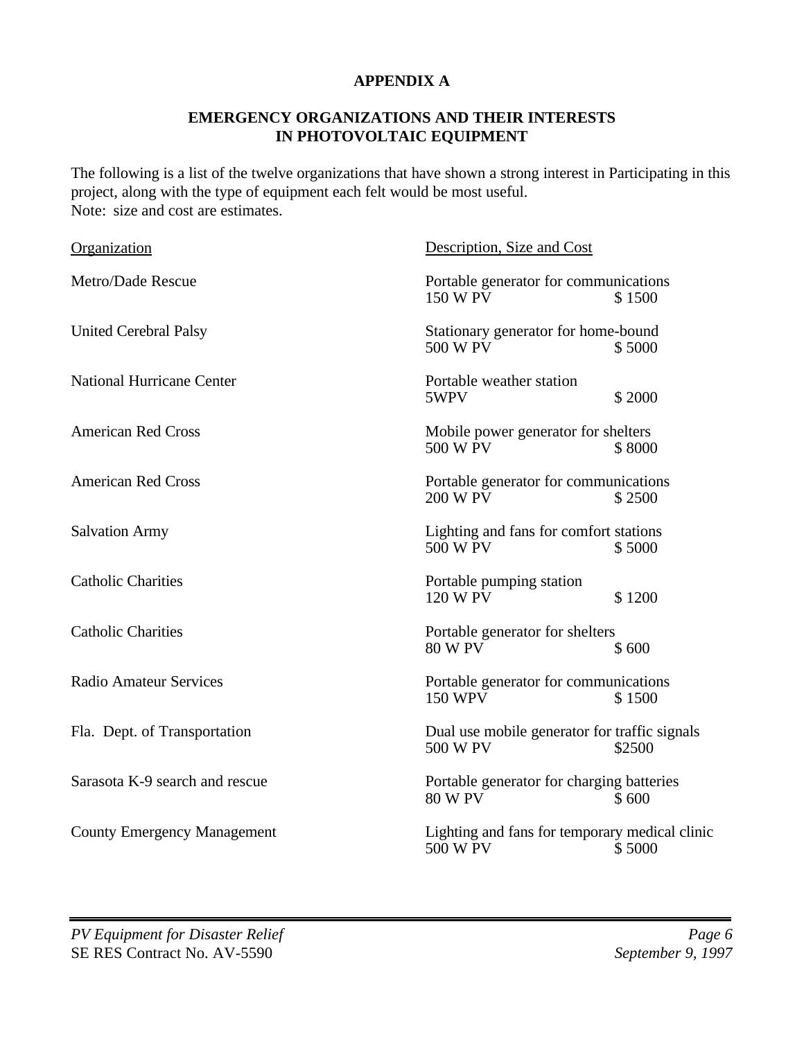# APPENDIX A

## EMERGENCY ORGANIZATIONS AND THEIR INTERESTS IN PHOTOVOLTAIC EQUIPMENT

The following is a list of the twelve organizations that have shown a strong interest in Participating in this project, along with the type of equipment each felt would be most useful.
Note: size and cost are estimates.

| Organization | Description, Size and Cost | |
|---|---|---|
| Metro/Dade Rescue | Portable generator for communications<br>150 W PV | <br>$ 1500 |
| United Cerebral Palsy | Stationary generator for home-bound<br>500 W PV | <br>$ 5000 |
| National Hurricane Center | Portable weather station<br>5WPV | <br>$ 2000 |
| American Red Cross | Mobile power generator for shelters<br>500 W PV | <br>$ 8000 |
| American Red Cross | Portable generator for communications<br>200 W PV | <br>$ 2500 |
| Salvation Army | Lighting and fans for comfort stations<br>500 W PV | <br>$ 5000 |
| Catholic Charities | Portable pumping station<br>120 W PV | <br>$ 1200 |
| Catholic Charities | Portable generator for shelters<br>80 W PV | <br>$ 600 |
| Radio Amateur Services | Portable generator for communications<br>150 WPV | <br>$ 1500 |
| Fla. Dept. of Transportation | Dual use mobile generator for traffic signals<br>500 W PV | <br>$2500 |
| Sarasota K-9 search and rescue | Portable generator for charging batteries<br>80 W PV | <br>$ 600 |
| County Emergency Management | Lighting and fans for temporary medical clinic<br>500 W PV | <br>$ 5000 |